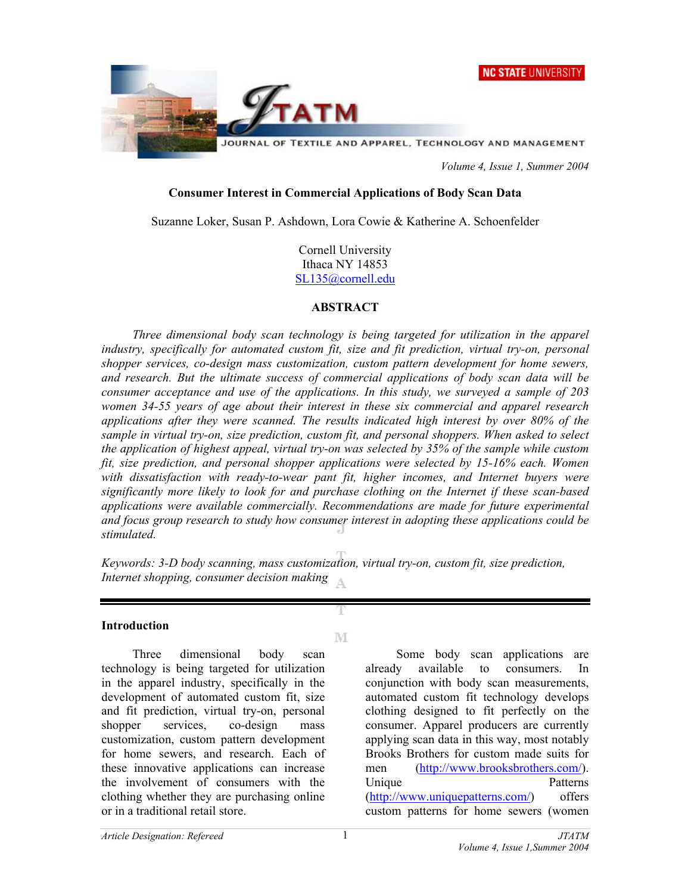# Consumer Interest in Commercial Applications of Body Scan Data

Suzanne Loker, Susan P. Ashdown, Lora Cowie & Katherine A. Schoenfelder

Cornell University
Ithaca NY 14853
SL135@cornell.edu

## ABSTRACT

*Three dimensional body scan technology is being targeted for utilization in the apparel industry, specifically for automated custom fit, size and fit prediction, virtual try-on, personal shopper services, co-design mass customization, custom pattern development for home sewers, and research. But the ultimate success of commercial applications of body scan data will be consumer acceptance and use of the applications. In this study, we surveyed a sample of 203 women 34-55 years of age about their interest in these six commercial and apparel research applications after they were scanned. The results indicated high interest by over 80% of the sample in virtual try-on, size prediction, custom fit, and personal shoppers. When asked to select the application of highest appeal, virtual try-on was selected by 35% of the sample while custom fit, size prediction, and personal shopper applications were selected by 15-16% each. Women with dissatisfaction with ready-to-wear pant fit, higher incomes, and Internet buyers were significantly more likely to look for and purchase clothing on the Internet if these scan-based applications were available commercially. Recommendations are made for future experimental and focus group research to study how consumer interest in adopting these applications could be stimulated.*

*Keywords: 3-D body scanning, mass customization, virtual try-on, custom fit, size prediction, Internet shopping, consumer decision making*

## Introduction

Three dimensional body scan technology is being targeted for utilization in the apparel industry, specifically in the development of automated custom fit, size and fit prediction, virtual try-on, personal shopper services, co-design mass customization, custom pattern development for home sewers, and research. Each of these innovative applications can increase the involvement of consumers with the clothing whether they are purchasing online or in a traditional retail store.

Some body scan applications are already available to consumers. In conjunction with body scan measurements, automated custom fit technology develops clothing designed to fit perfectly on the consumer. Apparel producers are currently applying scan data in this way, most notably Brooks Brothers for custom made suits for men (http://www.brooksbrothers.com/). Unique Patterns (http://www.uniquepatterns.com/) offers custom patterns for home sewers (women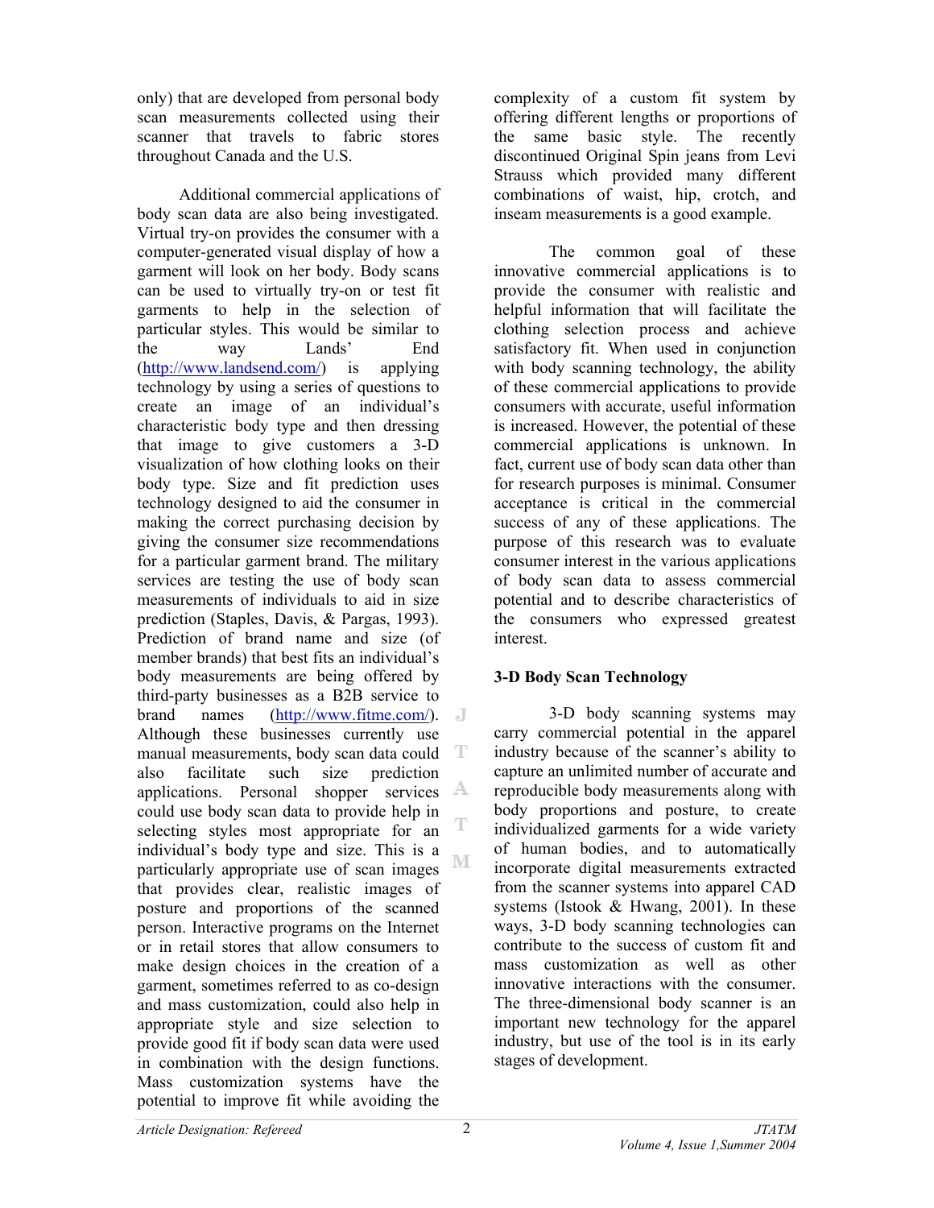only) that are developed from personal body scan measurements collected using their scanner that travels to fabric stores throughout Canada and the U.S.

Additional commercial applications of body scan data are also being investigated. Virtual try-on provides the consumer with a computer-generated visual display of how a garment will look on her body. Body scans can be used to virtually try-on or test fit garments to help in the selection of particular styles. This would be similar to the way Lands' End (http://www.landsend.com/) is applying technology by using a series of questions to create an image of an individual's characteristic body type and then dressing that image to give customers a 3-D visualization of how clothing looks on their body type. Size and fit prediction uses technology designed to aid the consumer in making the correct purchasing decision by giving the consumer size recommendations for a particular garment brand. The military services are testing the use of body scan measurements of individuals to aid in size prediction (Staples, Davis, & Pargas, 1993). Prediction of brand name and size (of member brands) that best fits an individual's body measurements are being offered by third-party businesses as a B2B service to brand names (http://www.fitme.com/). Although these businesses currently use manual measurements, body scan data could also facilitate such size prediction applications. Personal shopper services could use body scan data to provide help in selecting styles most appropriate for an individual's body type and size. This is a particularly appropriate use of scan images that provides clear, realistic images of posture and proportions of the scanned person. Interactive programs on the Internet or in retail stores that allow consumers to make design choices in the creation of a garment, sometimes referred to as co-design and mass customization, could also help in appropriate style and size selection to provide good fit if body scan data were used in combination with the design functions. Mass customization systems have the potential to improve fit while avoiding the complexity of a custom fit system by offering different lengths or proportions of the same basic style. The recently discontinued Original Spin jeans from Levi Strauss which provided many different combinations of waist, hip, crotch, and inseam measurements is a good example.

The common goal of these innovative commercial applications is to provide the consumer with realistic and helpful information that will facilitate the clothing selection process and achieve satisfactory fit. When used in conjunction with body scanning technology, the ability of these commercial applications to provide consumers with accurate, useful information is increased. However, the potential of these commercial applications is unknown. In fact, current use of body scan data other than for research purposes is minimal. Consumer acceptance is critical in the commercial success of any of these applications. The purpose of this research was to evaluate consumer interest in the various applications of body scan data to assess commercial potential and to describe characteristics of the consumers who expressed greatest interest.

## 3-D Body Scan Technology

3-D body scanning systems may carry commercial potential in the apparel industry because of the scanner's ability to capture an unlimited number of accurate and reproducible body measurements along with body proportions and posture, to create individualized garments for a wide variety of human bodies, and to automatically incorporate digital measurements extracted from the scanner systems into apparel CAD systems (Istook & Hwang, 2001). In these ways, 3-D body scanning technologies can contribute to the success of custom fit and mass customization as well as other innovative interactions with the consumer. The three-dimensional body scanner is an important new technology for the apparel industry, but use of the tool is in its early stages of development.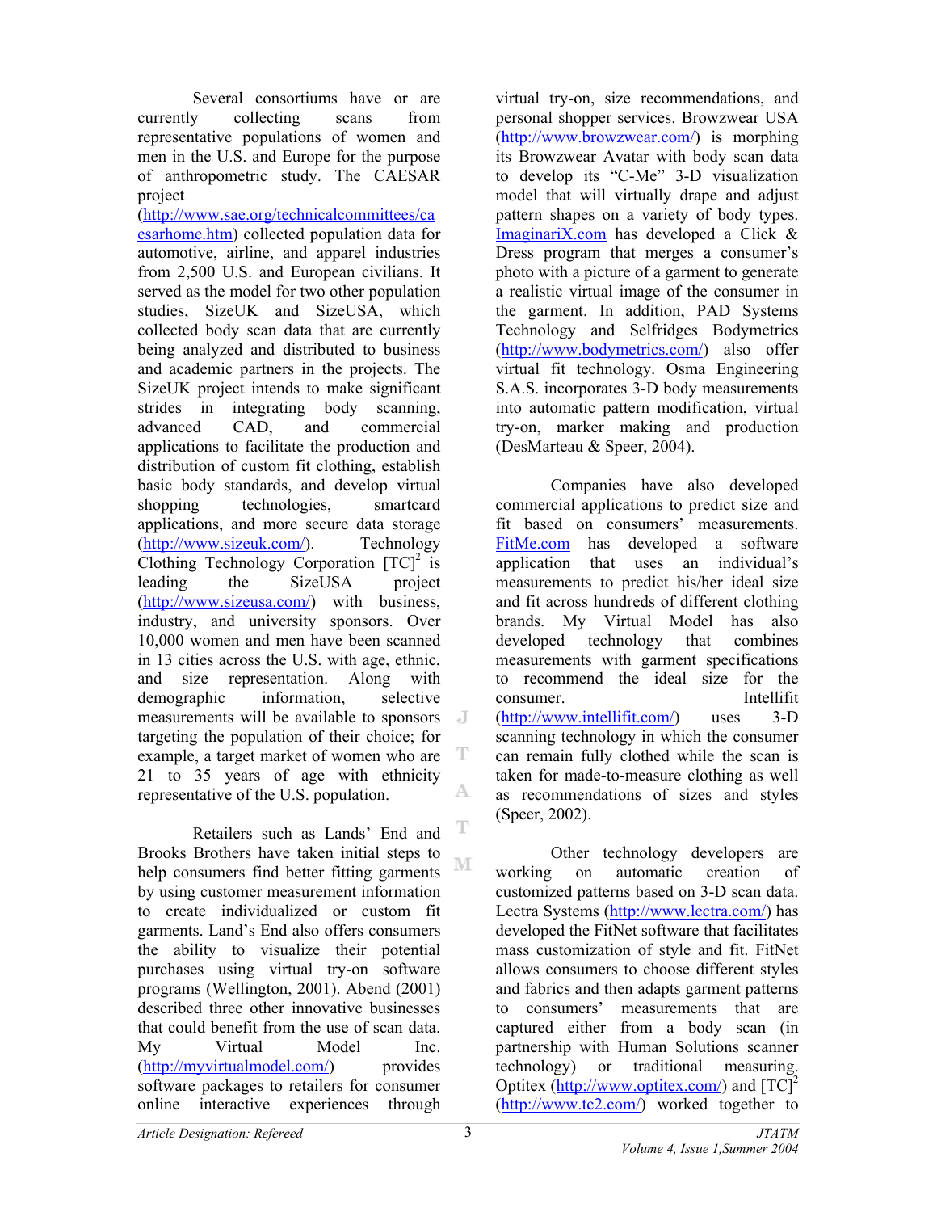Several consortiums have or are currently collecting scans from representative populations of women and men in the U.S. and Europe for the purpose of anthropometric study. The CAESAR project (http://www.sae.org/technicalcommittees/caesarhome.htm) collected population data for automotive, airline, and apparel industries from 2,500 U.S. and European civilians. It served as the model for two other population studies, SizeUK and SizeUSA, which collected body scan data that are currently being analyzed and distributed to business and academic partners in the projects. The SizeUK project intends to make significant strides in integrating body scanning, advanced CAD, and commercial applications to facilitate the production and distribution of custom fit clothing, establish basic body standards, and develop virtual shopping technologies, smartcard applications, and more secure data storage (http://www.sizeuk.com/). Technology Clothing Technology Corporation $[TC]^2$ is leading the SizeUSA project (http://www.sizeusa.com/) with business, industry, and university sponsors. Over 10,000 women and men have been scanned in 13 cities across the U.S. with age, ethnic, and size representation. Along with demographic information, selective measurements will be available to sponsors targeting the population of their choice; for example, a target market of women who are 21 to 35 years of age with ethnicity representative of the U.S. population.

Retailers such as Lands' End and Brooks Brothers have taken initial steps to help consumers find better fitting garments by using customer measurement information to create individualized or custom fit garments. Land's End also offers consumers the ability to visualize their potential purchases using virtual try-on software programs (Wellington, 2001). Abend (2001) described three other innovative businesses that could benefit from the use of scan data. My Virtual Model Inc. (http://myvirtualmodel.com/) provides software packages to retailers for consumer online interactive experiences through virtual try-on, size recommendations, and personal shopper services. Browzwear USA (http://www.browzwear.com/) is morphing its Browzwear Avatar with body scan data to develop its "C-Me" 3-D visualization model that will virtually drape and adjust pattern shapes on a variety of body types. ImaginariX.com has developed a Click & Dress program that merges a consumer's photo with a picture of a garment to generate a realistic virtual image of the consumer in the garment. In addition, PAD Systems Technology and Selfridges Bodymetrics (http://www.bodymetrics.com/) also offer virtual fit technology. Osma Engineering S.A.S. incorporates 3-D body measurements into automatic pattern modification, virtual try-on, marker making and production (DesMarteau & Speer, 2004).

Companies have also developed commercial applications to predict size and fit based on consumers' measurements. FitMe.com has developed a software application that uses an individual's measurements to predict his/her ideal size and fit across hundreds of different clothing brands. My Virtual Model has also developed technology that combines measurements with garment specifications to recommend the ideal size for the consumer. Intellifit (http://www.intellifit.com/) uses 3-D scanning technology in which the consumer can remain fully clothed while the scan is taken for made-to-measure clothing as well as recommendations of sizes and styles (Speer, 2002).

Other technology developers are working on automatic creation of customized patterns based on 3-D scan data. Lectra Systems (http://www.lectra.com/) has developed the FitNet software that facilitates mass customization of style and fit. FitNet allows consumers to choose different styles and fabrics and then adapts garment patterns to consumers' measurements that are captured either from a body scan (in partnership with Human Solutions scanner technology) or traditional measuring. Optitex (http://www.optitex.com/) and $[TC]^2$ (http://www.tc2.com/) worked together to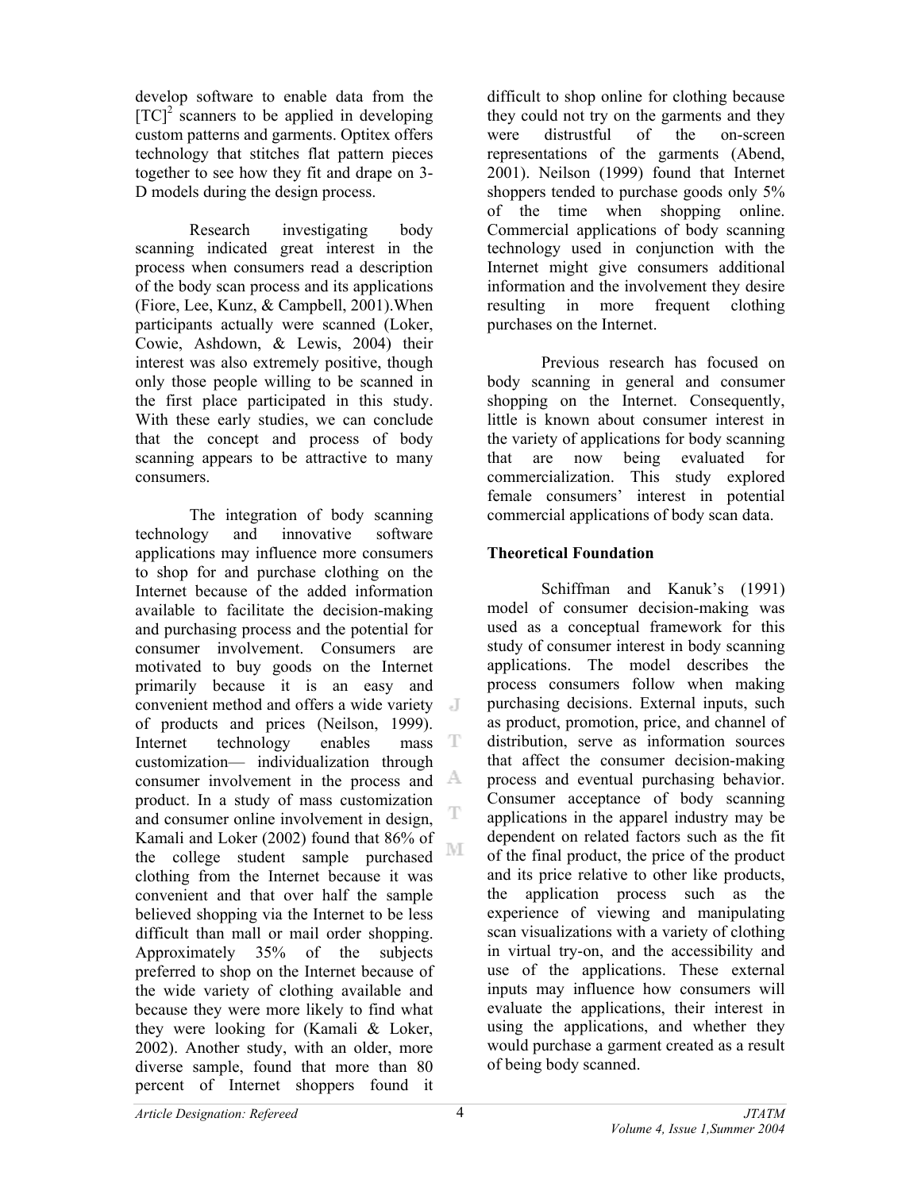develop software to enable data from the [TC][2] scanners to be applied in developing custom patterns and garments. Optitex offers technology that stitches flat pattern pieces together to see how they fit and drape on 3-D models during the design process.

Research investigating body scanning indicated great interest in the process when consumers read a description of the body scan process and its applications (Fiore, Lee, Kunz, & Campbell, 2001).When participants actually were scanned (Loker, Cowie, Ashdown, & Lewis, 2004) their interest was also extremely positive, though only those people willing to be scanned in the first place participated in this study. With these early studies, we can conclude that the concept and process of body scanning appears to be attractive to many consumers.

The integration of body scanning technology and innovative software applications may influence more consumers to shop for and purchase clothing on the Internet because of the added information available to facilitate the decision-making and purchasing process and the potential for consumer involvement. Consumers are motivated to buy goods on the Internet primarily because it is an easy and convenient method and offers a wide variety of products and prices (Neilson, 1999). Internet technology enables mass customization— individualization through consumer involvement in the process and product. In a study of mass customization and consumer online involvement in design, Kamali and Loker (2002) found that 86% of the college student sample purchased clothing from the Internet because it was convenient and that over half the sample believed shopping via the Internet to be less difficult than mall or mail order shopping. Approximately 35% of the subjects preferred to shop on the Internet because of the wide variety of clothing available and because they were more likely to find what they were looking for (Kamali & Loker, 2002). Another study, with an older, more diverse sample, found that more than 80 percent of Internet shoppers found it difficult to shop online for clothing because they could not try on the garments and they were distrustful of the on-screen representations of the garments (Abend, 2001). Neilson (1999) found that Internet shoppers tended to purchase goods only 5% of the time when shopping online. Commercial applications of body scanning technology used in conjunction with the Internet might give consumers additional information and the involvement they desire resulting in more frequent clothing purchases on the Internet.

Previous research has focused on body scanning in general and consumer shopping on the Internet. Consequently, little is known about consumer interest in the variety of applications for body scanning that are now being evaluated for commercialization. This study explored female consumers' interest in potential commercial applications of body scan data.

## Theoretical Foundation

Schiffman and Kanuk's (1991) model of consumer decision-making was used as a conceptual framework for this study of consumer interest in body scanning applications. The model describes the process consumers follow when making purchasing decisions. External inputs, such as product, promotion, price, and channel of distribution, serve as information sources that affect the consumer decision-making process and eventual purchasing behavior. Consumer acceptance of body scanning applications in the apparel industry may be dependent on related factors such as the fit of the final product, the price of the product and its price relative to other like products, the application process such as the experience of viewing and manipulating scan visualizations with a variety of clothing in virtual try-on, and the accessibility and use of the applications. These external inputs may influence how consumers will evaluate the applications, their interest in using the applications, and whether they would purchase a garment created as a result of being body scanned.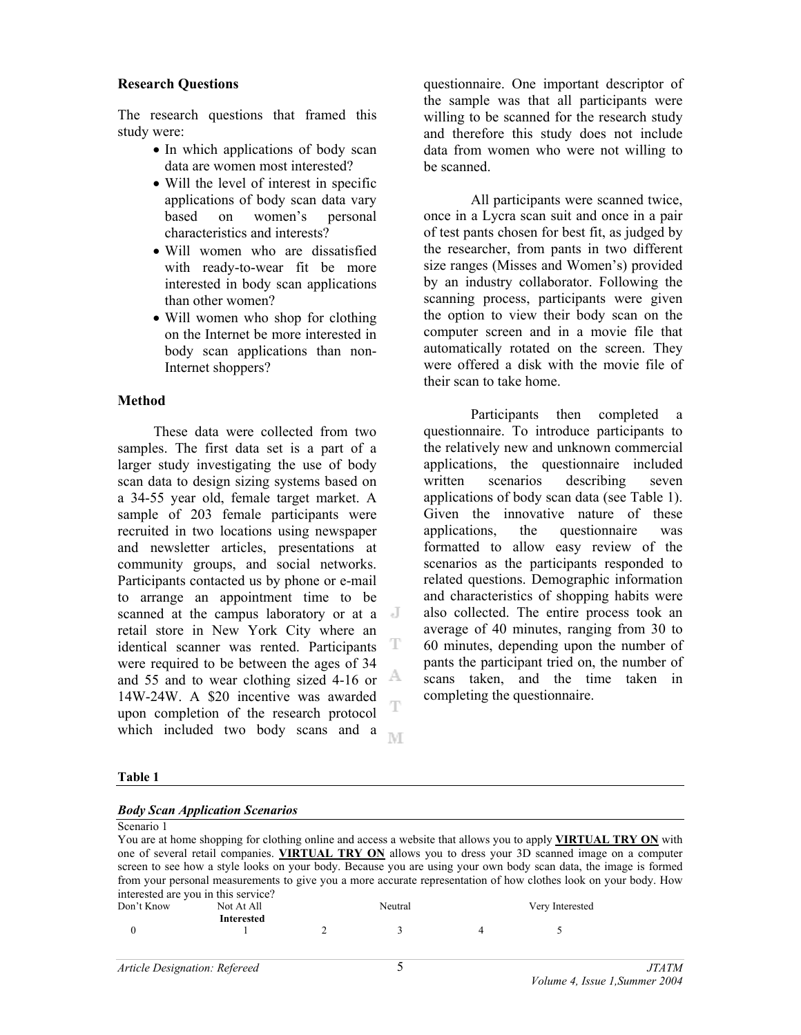**Research Questions**

The research questions that framed this study were:

- In which applications of body scan data are women most interested?
- Will the level of interest in specific applications of body scan data vary based on women's personal characteristics and interests?
- Will women who are dissatisfied with ready-to-wear fit be more interested in body scan applications than other women?
- Will women who shop for clothing on the Internet be more interested in body scan applications than non-Internet shoppers?

**Method**

These data were collected from two samples. The first data set is a part of a larger study investigating the use of body scan data to design sizing systems based on a 34-55 year old, female target market. A sample of 203 female participants were recruited in two locations using newspaper and newsletter articles, presentations at community groups, and social networks. Participants contacted us by phone or e-mail to arrange an appointment time to be scanned at the campus laboratory or at a retail store in New York City where an identical scanner was rented. Participants were required to be between the ages of 34 and 55 and to wear clothing sized 4-16 or 14W-24W. A $20 incentive was awarded upon completion of the research protocol which included two body scans and a questionnaire. One important descriptor of the sample was that all participants were willing to be scanned for the research study and therefore this study does not include data from women who were not willing to be scanned.

All participants were scanned twice, once in a Lycra scan suit and once in a pair of test pants chosen for best fit, as judged by the researcher, from pants in two different size ranges (Misses and Women's) provided by an industry collaborator. Following the scanning process, participants were given the option to view their body scan on the computer screen and in a movie file that automatically rotated on the screen. They were offered a disk with the movie file of their scan to take home.

Participants then completed a questionnaire. To introduce participants to the relatively new and unknown commercial applications, the questionnaire included written scenarios describing seven applications of body scan data (see Table 1). Given the innovative nature of these applications, the questionnaire was formatted to allow easy review of the scenarios as the participants responded to related questions. Demographic information and characteristics of shopping habits were also collected. The entire process took an average of 40 minutes, ranging from 30 to 60 minutes, depending upon the number of pants the participant tried on, the number of scans taken, and the time taken in completing the questionnaire.

**Table 1**

***Body Scan Application Scenarios***

Scenario 1

You are at home shopping for clothing online and access a website that allows you to apply **VIRTUAL TRY ON** with one of several retail companies. **VIRTUAL TRY ON** allows you to dress your 3D scanned image on a computer screen to see how a style looks on your body. Because you are using your own body scan data, the image is formed from your personal measurements to give you a more accurate representation of how clothes look on your body. How interested are you in this service?

| Don't Know | Not At All **Interested** | | Neutral | | Very Interested |
|---|---|---|---|---|---|
| 0 | 1 | 2 | 3 | 4 | 5 |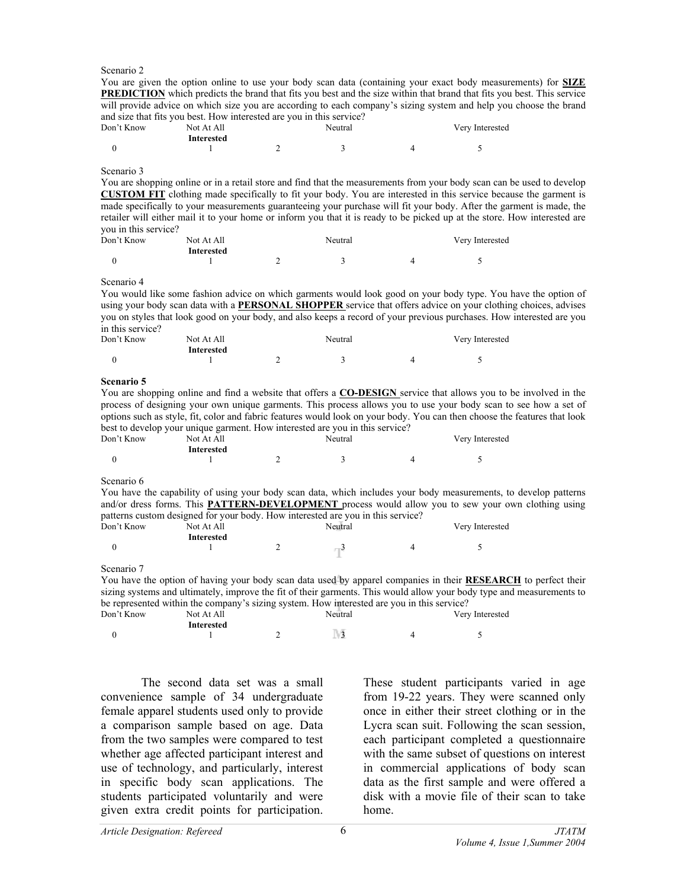Scenario 2

You are given the option online to use your body scan data (containing your exact body measurements) for **SIZE PREDICTION** which predicts the brand that fits you best and the size within that brand that fits you best. This service will provide advice on which size you are according to each company's sizing system and help you choose the brand and size that fits you best. How interested are you in this service?

| Don't Know | Not At All Interested | | Neutral | | Very Interested |
|---|---|---|---|---|---|
| 0 | 1 | 2 | 3 | 4 | 5 |

Scenario 3

You are shopping online or in a retail store and find that the measurements from your body scan can be used to develop **CUSTOM FIT** clothing made specifically to fit your body. You are interested in this service because the garment is made specifically to your measurements guaranteeing your purchase will fit your body. After the garment is made, the retailer will either mail it to your home or inform you that it is ready to be picked up at the store. How interested are you in this service?

| Don't Know | Not At All Interested | | Neutral | | Very Interested |
|---|---|---|---|---|---|
| 0 | 1 | 2 | 3 | 4 | 5 |

Scenario 4

You would like some fashion advice on which garments would look good on your body type. You have the option of using your body scan data with a **PERSONAL SHOPPER** service that offers advice on your clothing choices, advises you on styles that look good on your body, and also keeps a record of your previous purchases. How interested are you in this service?

| Don't Know | Not At All Interested | | Neutral | | Very Interested |
|---|---|---|---|---|---|
| 0 | 1 | 2 | 3 | 4 | 5 |

**Scenario 5**

You are shopping online and find a website that offers a **CO-DESIGN** service that allows you to be involved in the process of designing your own unique garments. This process allows you to use your body scan to see how a set of options such as style, fit, color and fabric features would look on your body. You can then choose the features that look best to develop your unique garment. How interested are you in this service?

| Don't Know | Not At All Interested | | Neutral | | Very Interested |
|---|---|---|---|---|---|
| 0 | 1 | 2 | 3 | 4 | 5 |

Scenario 6

You have the capability of using your body scan data, which includes your body measurements, to develop patterns and/or dress forms. This **PATTERN-DEVELOPMENT** process would allow you to sew your own clothing using patterns custom designed for your body. How interested are you in this service?

| Don't Know | Not At All Interested | | Neutral | | Very Interested |
|---|---|---|---|---|---|
| 0 | 1 | 2 | 3 | 4 | 5 |

Scenario 7

You have the option of having your body scan data used by apparel companies in their **RESEARCH** to perfect their sizing systems and ultimately, improve the fit of their garments. This would allow your body type and measurements to be represented within the company's sizing system. How interested are you in this service?

| Don't Know | Not At All Interested | | Neutral | | Very Interested |
|---|---|---|---|---|---|
| 0 | 1 | 2 | 3 | 4 | 5 |

The second data set was a small convenience sample of 34 undergraduate female apparel students used only to provide a comparison sample based on age. Data from the two samples were compared to test whether age affected participant interest and use of technology, and particularly, interest in specific body scan applications. The students participated voluntarily and were given extra credit points for participation. These student participants varied in age from 19-22 years. They were scanned only once in either their street clothing or in the Lycra scan suit. Following the scan session, each participant completed a questionnaire with the same subset of questions on interest in commercial applications of body scan data as the first sample and were offered a disk with a movie file of their scan to take home.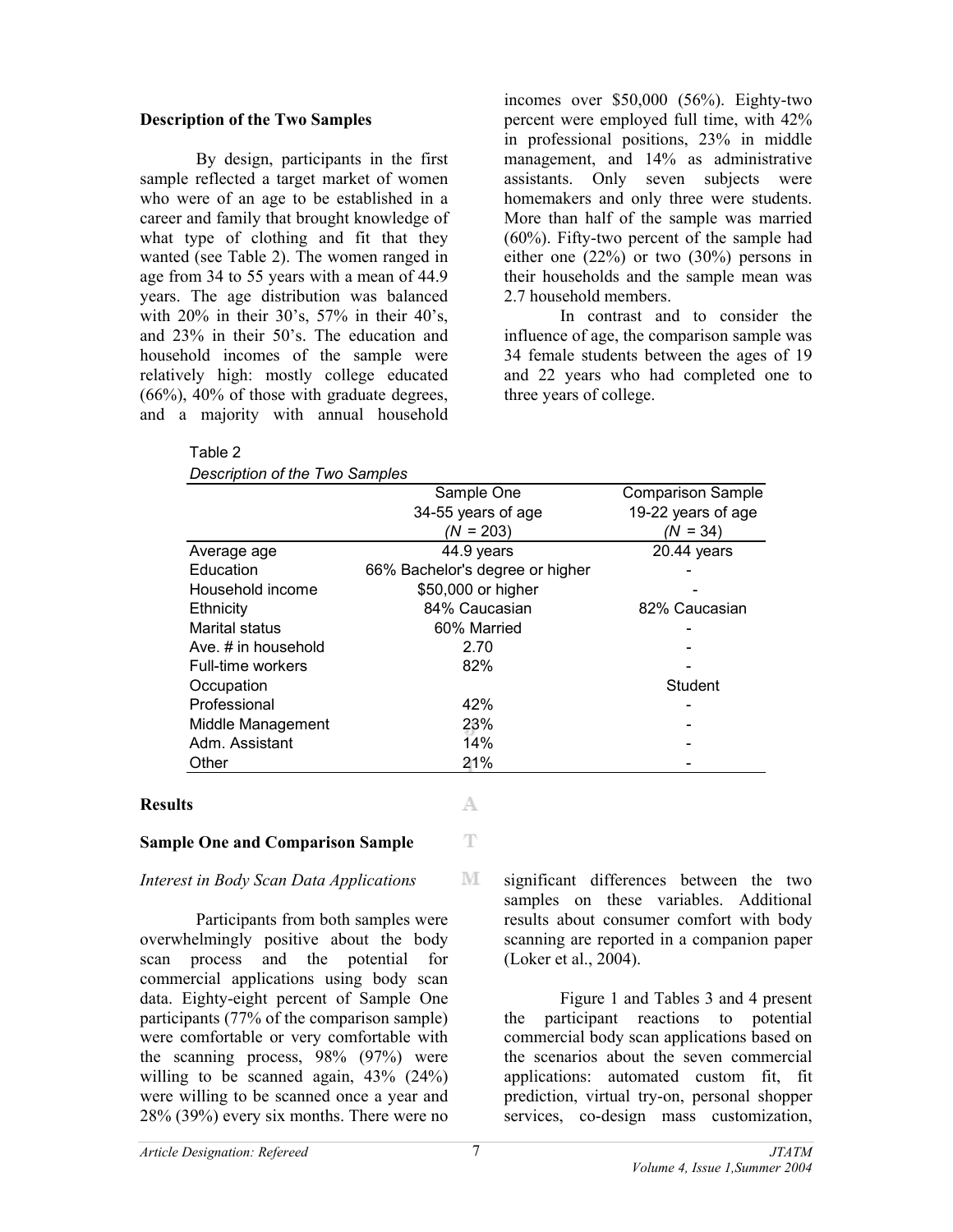### Description of the Two Samples

By design, participants in the first sample reflected a target market of women who were of an age to be established in a career and family that brought knowledge of what type of clothing and fit that they wanted (see Table 2). The women ranged in age from 34 to 55 years with a mean of 44.9 years. The age distribution was balanced with 20% in their 30's, 57% in their 40's, and 23% in their 50's. The education and household incomes of the sample were relatively high: mostly college educated (66%), 40% of those with graduate degrees, and a majority with annual household incomes over $50,000 (56%). Eighty-two percent were employed full time, with 42% in professional positions, 23% in middle management, and 14% as administrative assistants. Only seven subjects were homemakers and only three were students. More than half of the sample was married (60%). Fifty-two percent of the sample had either one (22%) or two (30%) persons in their households and the sample mean was 2.7 household members.

In contrast and to consider the influence of age, the comparison sample was 34 female students between the ages of 19 and 22 years who had completed one to three years of college.

Table 2

*Description of the Two Samples*

| | Sample One 34-55 years of age (*N* = 203) | Comparison Sample 19-22 years of age (*N* = 34) |
|---|---|---|
| Average age | 44.9 years | 20.44 years |
| Education | 66% Bachelor's degree or higher | - |
| Household income | $50,000 or higher | - |
| Ethnicity | 84% Caucasian | 82% Caucasian |
| Marital status | 60% Married | - |
| Ave. # in household | 2.70 | - |
| Full-time workers | 82% | - |
| Occupation | | Student |
| Professional | 42% | - |
| Middle Management | 23% | - |
| Adm. Assistant | 14% | - |
| Other | 21% | - |

## Results

### Sample One and Comparison Sample

*Interest in Body Scan Data Applications*

Participants from both samples were overwhelmingly positive about the body scan process and the potential for commercial applications using body scan data. Eighty-eight percent of Sample One participants (77% of the comparison sample) were comfortable or very comfortable with the scanning process, 98% (97%) were willing to be scanned again, 43% (24%) were willing to be scanned once a year and 28% (39%) every six months. There were no significant differences between the two samples on these variables. Additional results about consumer comfort with body scanning are reported in a companion paper (Loker et al., 2004).

Figure 1 and Tables 3 and 4 present the participant reactions to potential commercial body scan applications based on the scenarios about the seven commercial applications: automated custom fit, fit prediction, virtual try-on, personal shopper services, co-design mass customization,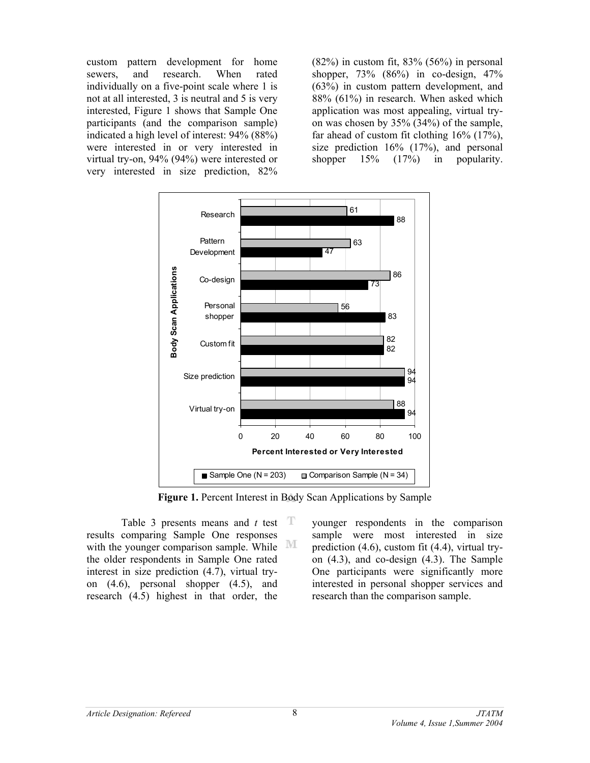custom pattern development for home sewers, and research. When rated individually on a five-point scale where 1 is not at all interested, 3 is neutral and 5 is very interested, Figure 1 shows that Sample One participants (and the comparison sample) indicated a high level of interest: 94% (88%) were interested in or very interested in virtual try-on, 94% (94%) were interested or very interested in size prediction, 82% (82%) in custom fit, 83% (56%) in personal shopper, 73% (86%) in co-design, 47% (63%) in custom pattern development, and 88% (61%) in research. When asked which application was most appealing, virtual try-on was chosen by 35% (34%) of the sample, far ahead of custom fit clothing 16% (17%), size prediction 16% (17%), and personal shopper 15% (17%) in popularity.

| Body Scan Applications | Sample One (N = 203) | Comparison Sample (N = 34) |
|---|---|---|
| Research | 88 | 61 |
| Pattern Development | 47 | 63 |
| Co-design | 73 | 86 |
| Personal shopper | 83 | 56 |
| Custom fit | 82 | 82 |
| Size prediction | 94 | 94 |
| Virtual try-on | 94 | 88 |

Percent Interested or Very Interested

**Figure 1.** Percent Interest in Body Scan Applications by Sample

Table 3 presents means and *t* test results comparing Sample One responses with the younger comparison sample. While the older respondents in Sample One rated interest in size prediction (4.7), virtual try-on (4.6), personal shopper (4.5), and research (4.5) highest in that order, the younger respondents in the comparison sample were most interested in size prediction (4.6), custom fit (4.4), virtual try-on (4.3), and co-design (4.3). The Sample One participants were significantly more interested in personal shopper services and research than the comparison sample.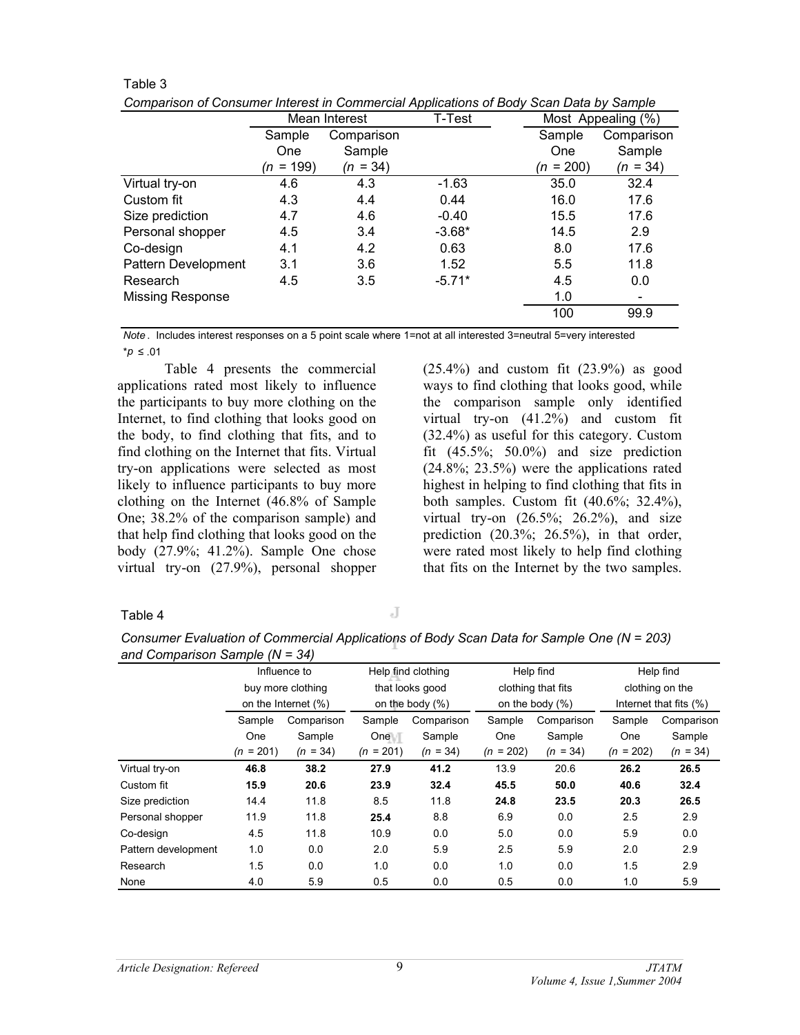Table 3

*Comparison of Consumer Interest in Commercial Applications of Body Scan Data by Sample*

| | Mean Interest | | T-Test | Most Appealing (%) | |
|---|---|---|---|---|---|
| | Sample One (*n* = 199) | Comparison Sample (*n* = 34) | | Sample One (*n* = 200) | Comparison Sample (*n* = 34) |
| Virtual try-on | 4.6 | 4.3 | -1.63 | 35.0 | 32.4 |
| Custom fit | 4.3 | 4.4 | 0.44 | 16.0 | 17.6 |
| Size prediction | 4.7 | 4.6 | -0.40 | 15.5 | 17.6 |
| Personal shopper | 4.5 | 3.4 | -3.68* | 14.5 | 2.9 |
| Co-design | 4.1 | 4.2 | 0.63 | 8.0 | 17.6 |
| Pattern Development | 3.1 | 3.6 | 1.52 | 5.5 | 11.8 |
| Research | 4.5 | 3.5 | -5.71* | 4.5 | 0.0 |
| Missing Response | | | | 1.0 | - |
| | | | | 100 | 99.9 |

*Note*. Includes interest responses on a 5 point scale where 1=not at all interested 3=neutral 5=very interested
*$p \leq .01$

Table 4 presents the commercial applications rated most likely to influence the participants to buy more clothing on the Internet, to find clothing that looks good on the body, to find clothing that fits, and to find clothing on the Internet that fits. Virtual try-on applications were selected as most likely to influence participants to buy more clothing on the Internet (46.8% of Sample One; 38.2% of the comparison sample) and that help find clothing that looks good on the body (27.9%; 41.2%). Sample One chose virtual try-on (27.9%), personal shopper (25.4%) and custom fit (23.9%) as good ways to find clothing that looks good, while the comparison sample only identified virtual try-on (41.2%) and custom fit (32.4%) as useful for this category. Custom fit (45.5%; 50.0%) and size prediction (24.8%; 23.5%) were the applications rated highest in helping to find clothing that fits in both samples. Custom fit (40.6%; 32.4%), virtual try-on (26.5%; 26.2%), and size prediction (20.3%; 26.5%), in that order, were rated most likely to help find clothing that fits on the Internet by the two samples.

Table 4

*Consumer Evaluation of Commercial Applications of Body Scan Data for Sample One (N = 203) and Comparison Sample (N = 34)*

| | Influence to buy more clothing on the Internet (%) | | Help find clothing that looks good on the body (%) | | Help find clothing that fits on the body (%) | | Help find clothing on the Internet that fits (%) | |
|---|---|---|---|---|---|---|---|---|
| | Sample One (*n* = 201) | Comparison Sample (*n* = 34) | Sample One (*n* = 201) | Comparison Sample (*n* = 34) | Sample One (*n* = 202) | Comparison Sample (*n* = 34) | Sample One (*n* = 202) | Comparison Sample (*n* = 34) |
| Virtual try-on | **46.8** | **38.2** | **27.9** | **41.2** | 13.9 | 20.6 | **26.2** | **26.5** |
| Custom fit | **15.9** | **20.6** | **23.9** | **32.4** | **45.5** | **50.0** | **40.6** | **32.4** |
| Size prediction | 14.4 | 11.8 | 8.5 | 11.8 | **24.8** | **23.5** | **20.3** | **26.5** |
| Personal shopper | 11.9 | 11.8 | **25.4** | 8.8 | 6.9 | 0.0 | 2.5 | 2.9 |
| Co-design | 4.5 | 11.8 | 10.9 | 0.0 | 5.0 | 0.0 | 5.9 | 0.0 |
| Pattern development | 1.0 | 0.0 | 2.0 | 5.9 | 2.5 | 5.9 | 2.0 | 2.9 |
| Research | 1.5 | 0.0 | 1.0 | 0.0 | 1.0 | 0.0 | 1.5 | 2.9 |
| None | 4.0 | 5.9 | 0.5 | 0.0 | 0.5 | 0.0 | 1.0 | 5.9 |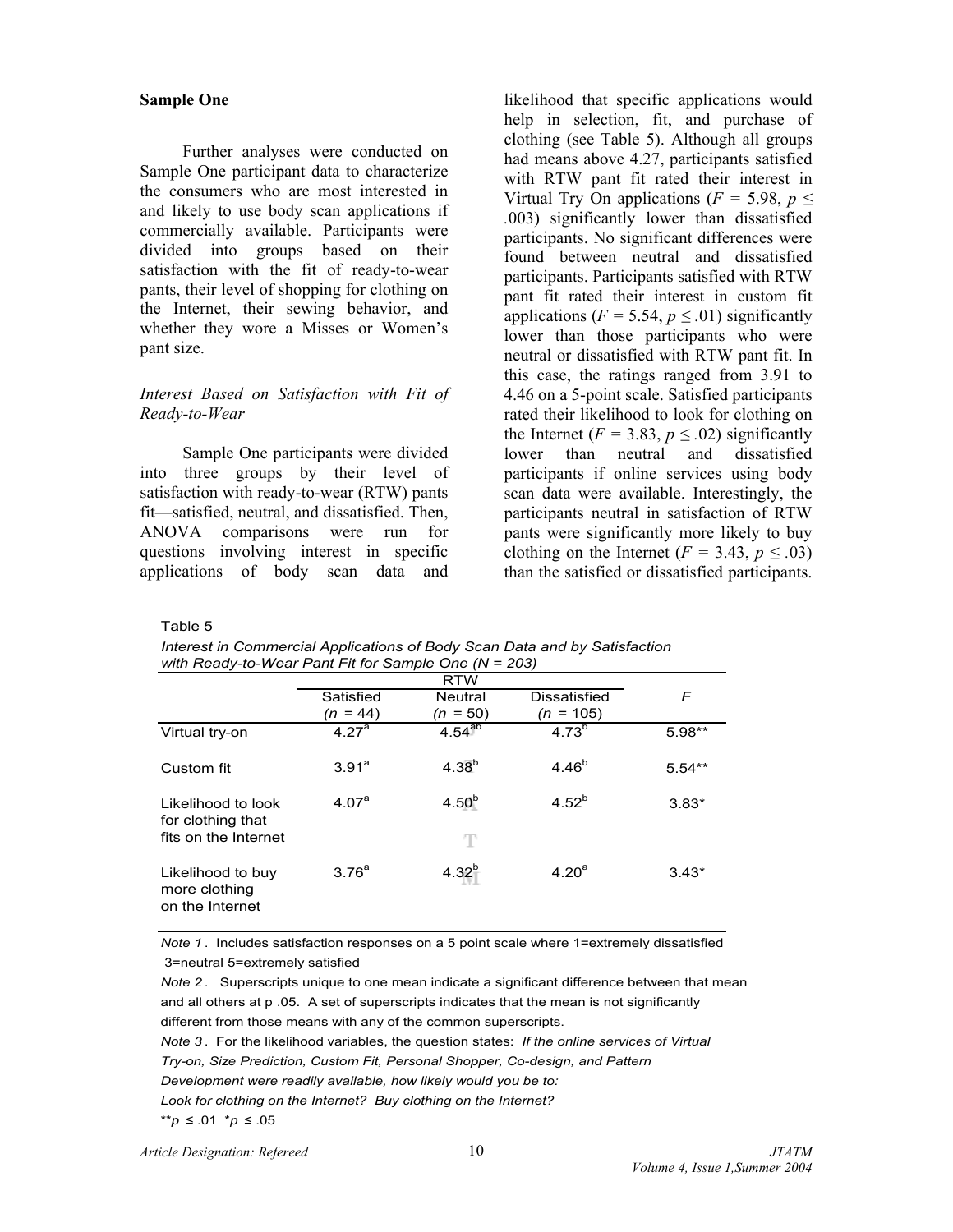**Sample One**

Further analyses were conducted on Sample One participant data to characterize the consumers who are most interested in and likely to use body scan applications if commercially available. Participants were divided into groups based on their satisfaction with the fit of ready-to-wear pants, their level of shopping for clothing on the Internet, their sewing behavior, and whether they wore a Misses or Women's pant size.

*Interest Based on Satisfaction with Fit of Ready-to-Wear*

Sample One participants were divided into three groups by their level of satisfaction with ready-to-wear (RTW) pants fit—satisfied, neutral, and dissatisfied. Then, ANOVA comparisons were run for questions involving interest in specific applications of body scan data and likelihood that specific applications would help in selection, fit, and purchase of clothing (see Table 5). Although all groups had means above 4.27, participants satisfied with RTW pant fit rated their interest in Virtual Try On applications ($F$ = 5.98, $p \leq .003$) significantly lower than dissatisfied participants. No significant differences were found between neutral and dissatisfied participants. Participants satisfied with RTW pant fit rated their interest in custom fit applications ($F$ = 5.54, $p \leq .01$) significantly lower than those participants who were neutral or dissatisfied with RTW pant fit. In this case, the ratings ranged from 3.91 to 4.46 on a 5-point scale. Satisfied participants rated their likelihood to look for clothing on the Internet ($F$ = 3.83, $p \leq .02$) significantly lower than neutral and dissatisfied participants if online services using body scan data were available. Interestingly, the participants neutral in satisfaction of RTW pants were significantly more likely to buy clothing on the Internet ($F$ = 3.43, $p \leq .03$) than the satisfied or dissatisfied participants.

Table 5

*Interest in Commercial Applications of Body Scan Data and by Satisfaction with Ready-to-Wear Pant Fit for Sample One (N = 203)*

| | RTW | | | |
|---|---|---|---|---|
| | Satisfied ($n$ = 44) | Neutral ($n$ = 50) | Dissatisfied ($n$ = 105) | $F$ |
| Virtual try-on | 4.27[a] | 4.54[ab] | 4.73[b] | 5.98** |
| Custom fit | 3.91[a] | 4.38[b] | 4.46[b] | 5.54** |
| Likelihood to look for clothing that fits on the Internet | 4.07[a] | 4.50[b] | 4.52[b] | 3.83* |
| Likelihood to buy more clothing on the Internet | 3.76[a] | 4.32[b] | 4.20[a] | 3.43* |

*Note 1*. Includes satisfaction responses on a 5 point scale where 1=extremely dissatisfied 3=neutral 5=extremely satisfied

*Note 2*. Superscripts unique to one mean indicate a significant difference between that mean and all others at p .05. A set of superscripts indicates that the mean is not significantly different from those means with any of the common superscripts.

*Note 3*. For the likelihood variables, the question states: *If the online services of Virtual Try-on, Size Prediction, Custom Fit, Personal Shopper, Co-design, and Pattern Development were readily available, how likely would you be to: Look for clothing on the Internet? Buy clothing on the Internet?*

**$p \leq .01$ *$p \leq .05$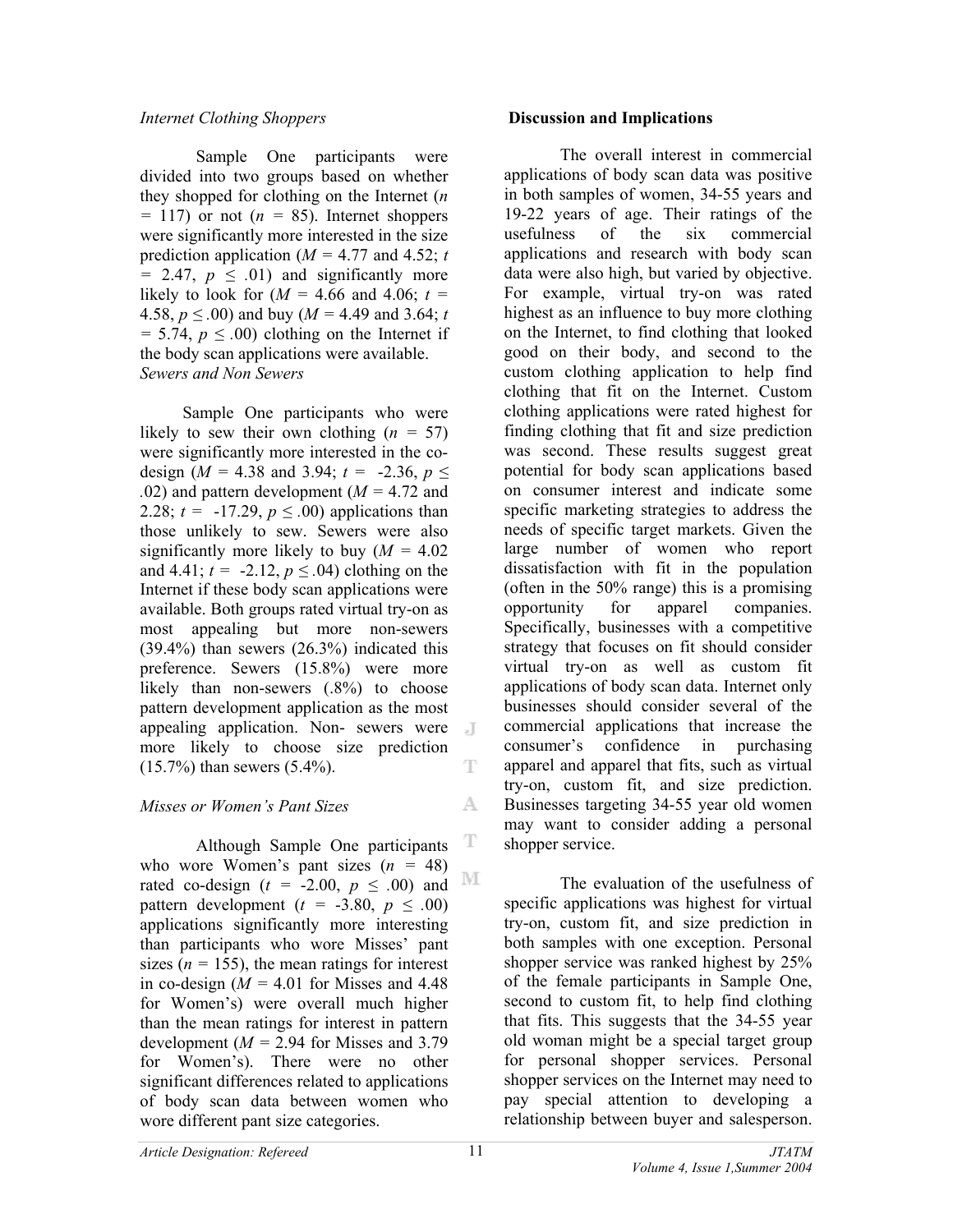*Internet Clothing Shoppers*

Sample One participants were divided into two groups based on whether they shopped for clothing on the Internet ($n$ = 117) or not ($n$ = 85). Internet shoppers were significantly more interested in the size prediction application ($M$ = 4.77 and 4.52; $t$ = 2.47, $p \leq .01$) and significantly more likely to look for ($M$ = 4.66 and 4.06; $t$ = 4.58, $p \leq .00$) and buy ($M$ = 4.49 and 3.64; $t$ = 5.74, $p \leq .00$) clothing on the Internet if the body scan applications were available.

*Sewers and Non Sewers*

Sample One participants who were likely to sew their own clothing ($n$ = 57) were significantly more interested in the co-design ($M$ = 4.38 and 3.94; $t$ = -2.36, $p \leq .02$) and pattern development ($M$ = 4.72 and 2.28; $t$ = -17.29, $p \leq .00$) applications than those unlikely to sew. Sewers were also significantly more likely to buy ($M$ = 4.02 and 4.41; $t$ = -2.12, $p \leq .04$) clothing on the Internet if these body scan applications were available. Both groups rated virtual try-on as most appealing but more non-sewers (39.4%) than sewers (26.3%) indicated this preference. Sewers (15.8%) were more likely than non-sewers (.8%) to choose pattern development application as the most appealing application. Non- sewers were more likely to choose size prediction (15.7%) than sewers (5.4%).

*Misses or Women's Pant Sizes*

Although Sample One participants who wore Women's pant sizes ($n$ = 48) rated co-design ($t$ = -2.00, $p \leq .00$) and pattern development ($t$ = -3.80, $p \leq .00$) applications significantly more interesting than participants who wore Misses' pant sizes ($n$ = 155), the mean ratings for interest in co-design ($M$ = 4.01 for Misses and 4.48 for Women's) were overall much higher than the mean ratings for interest in pattern development ($M$ = 2.94 for Misses and 3.79 for Women's). There were no other significant differences related to applications of body scan data between women who wore different pant size categories.

## Discussion and Implications

The overall interest in commercial applications of body scan data was positive in both samples of women, 34-55 years and 19-22 years of age. Their ratings of the usefulness of the six commercial applications and research with body scan data were also high, but varied by objective. For example, virtual try-on was rated highest as an influence to buy more clothing on the Internet, to find clothing that looked good on their body, and second to the custom clothing application to help find clothing that fit on the Internet. Custom clothing applications were rated highest for finding clothing that fit and size prediction was second. These results suggest great potential for body scan applications based on consumer interest and indicate some specific marketing strategies to address the needs of specific target markets. Given the large number of women who report dissatisfaction with fit in the population (often in the 50% range) this is a promising opportunity for apparel companies. Specifically, businesses with a competitive strategy that focuses on fit should consider virtual try-on as well as custom fit applications of body scan data. Internet only businesses should consider several of the commercial applications that increase the consumer's confidence in purchasing apparel and apparel that fits, such as virtual try-on, custom fit, and size prediction. Businesses targeting 34-55 year old women may want to consider adding a personal shopper service.

The evaluation of the usefulness of specific applications was highest for virtual try-on, custom fit, and size prediction in both samples with one exception. Personal shopper service was ranked highest by 25% of the female participants in Sample One, second to custom fit, to help find clothing that fits. This suggests that the 34-55 year old woman might be a special target group for personal shopper services. Personal shopper services on the Internet may need to pay special attention to developing a relationship between buyer and salesperson.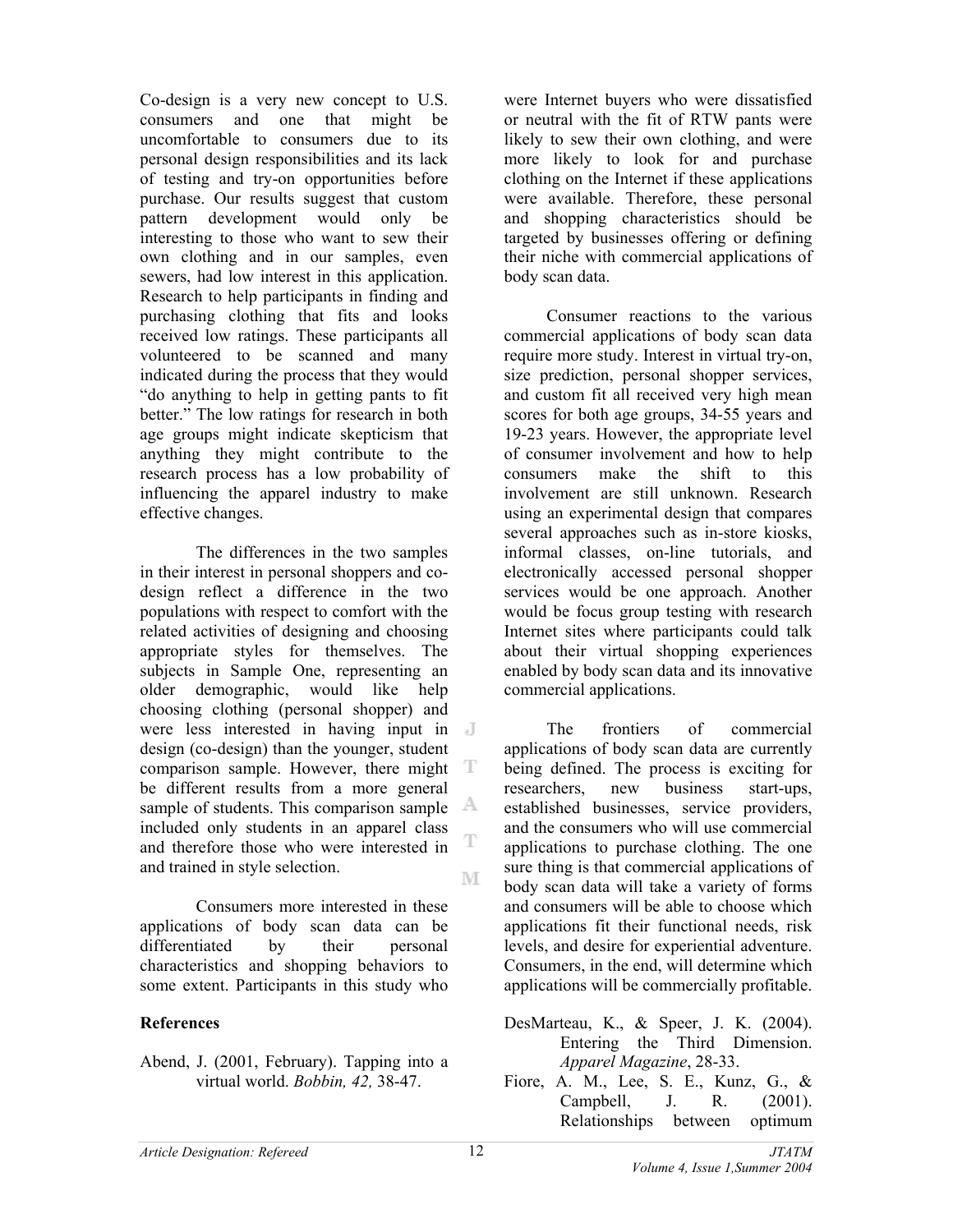Co-design is a very new concept to U.S. consumers and one that might be uncomfortable to consumers due to its personal design responsibilities and its lack of testing and try-on opportunities before purchase. Our results suggest that custom pattern development would only be interesting to those who want to sew their own clothing and in our samples, even sewers, had low interest in this application. Research to help participants in finding and purchasing clothing that fits and looks received low ratings. These participants all volunteered to be scanned and many indicated during the process that they would "do anything to help in getting pants to fit better." The low ratings for research in both age groups might indicate skepticism that anything they might contribute to the research process has a low probability of influencing the apparel industry to make effective changes.

The differences in the two samples in their interest in personal shoppers and co-design reflect a difference in the two populations with respect to comfort with the related activities of designing and choosing appropriate styles for themselves. The subjects in Sample One, representing an older demographic, would like help choosing clothing (personal shopper) and were less interested in having input in design (co-design) than the younger, student comparison sample. However, there might be different results from a more general sample of students. This comparison sample included only students in an apparel class and therefore those who were interested in and trained in style selection.

Consumers more interested in these applications of body scan data can be differentiated by their personal characteristics and shopping behaviors to some extent. Participants in this study who were Internet buyers who were dissatisfied or neutral with the fit of RTW pants were likely to sew their own clothing, and were more likely to look for and purchase clothing on the Internet if these applications were available. Therefore, these personal and shopping characteristics should be targeted by businesses offering or defining their niche with commercial applications of body scan data.

Consumer reactions to the various commercial applications of body scan data require more study. Interest in virtual try-on, size prediction, personal shopper services, and custom fit all received very high mean scores for both age groups, 34-55 years and 19-23 years. However, the appropriate level of consumer involvement and how to help consumers make the shift to this involvement are still unknown. Research using an experimental design that compares several approaches such as in-store kiosks, informal classes, on-line tutorials, and electronically accessed personal shopper services would be one approach. Another would be focus group testing with research Internet sites where participants could talk about their virtual shopping experiences enabled by body scan data and its innovative commercial applications.

The frontiers of commercial applications of body scan data are currently being defined. The process is exciting for researchers, new business start-ups, established businesses, service providers, and the consumers who will use commercial applications to purchase clothing. The one sure thing is that commercial applications of body scan data will take a variety of forms and consumers will be able to choose which applications fit their functional needs, risk levels, and desire for experiential adventure. Consumers, in the end, will determine which applications will be commercially profitable.

## References

Abend, J. (2001, February). Tapping into a virtual world. *Bobbin, 42,* 38-47.

DesMarteau, K., & Speer, J. K. (2004). Entering the Third Dimension. *Apparel Magazine*, 28-33.

Fiore, A. M., Lee, S. E., Kunz, G., & Campbell, J. R. (2001). Relationships between optimum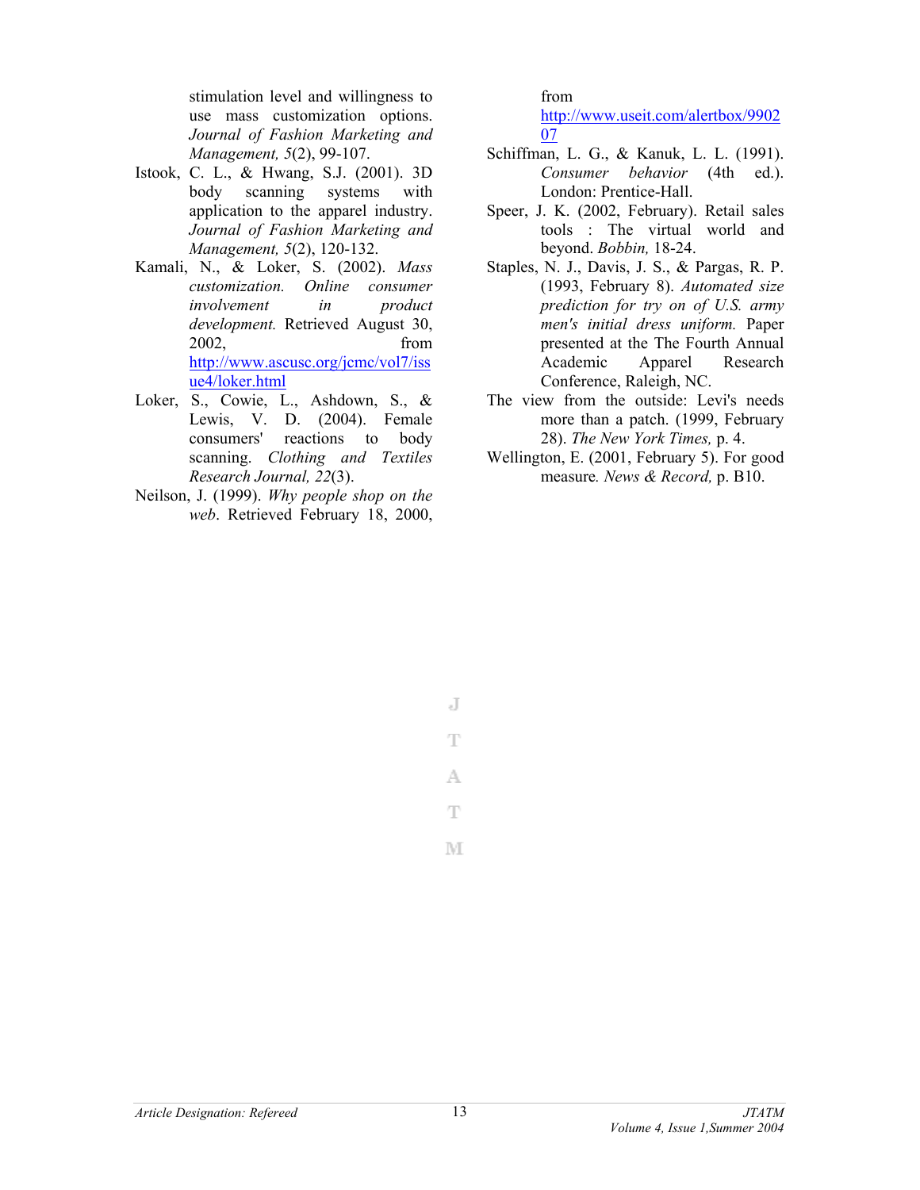stimulation level and willingness to use mass customization options. *Journal of Fashion Marketing and Management, 5*(2), 99-107.

Istook, C. L., & Hwang, S.J. (2001). 3D body scanning systems with application to the apparel industry. *Journal of Fashion Marketing and Management, 5*(2), 120-132.

Kamali, N., & Loker, S. (2002). *Mass customization. Online consumer involvement in product development.* Retrieved August 30, 2002, from http://www.ascusc.org/jcmc/vol7/issue4/loker.html

Loker, S., Cowie, L., Ashdown, S., & Lewis, V. D. (2004). Female consumers' reactions to body scanning. *Clothing and Textiles Research Journal, 22*(3).

Neilson, J. (1999). *Why people shop on the web*. Retrieved February 18, 2000, from http://www.useit.com/alertbox/990207

Schiffman, L. G., & Kanuk, L. L. (1991). *Consumer behavior* (4th ed.). London: Prentice-Hall.

Speer, J. K. (2002, February). Retail sales tools : The virtual world and beyond. *Bobbin,* 18-24.

Staples, N. J., Davis, J. S., & Pargas, R. P. (1993, February 8). *Automated size prediction for try on of U.S. army men's initial dress uniform.* Paper presented at the The Fourth Annual Academic Apparel Research Conference, Raleigh, NC.

The view from the outside: Levi's needs more than a patch. (1999, February 28). *The New York Times,* p. 4.

Wellington, E. (2001, February 5). For good measure*. News & Record,* p. B10.